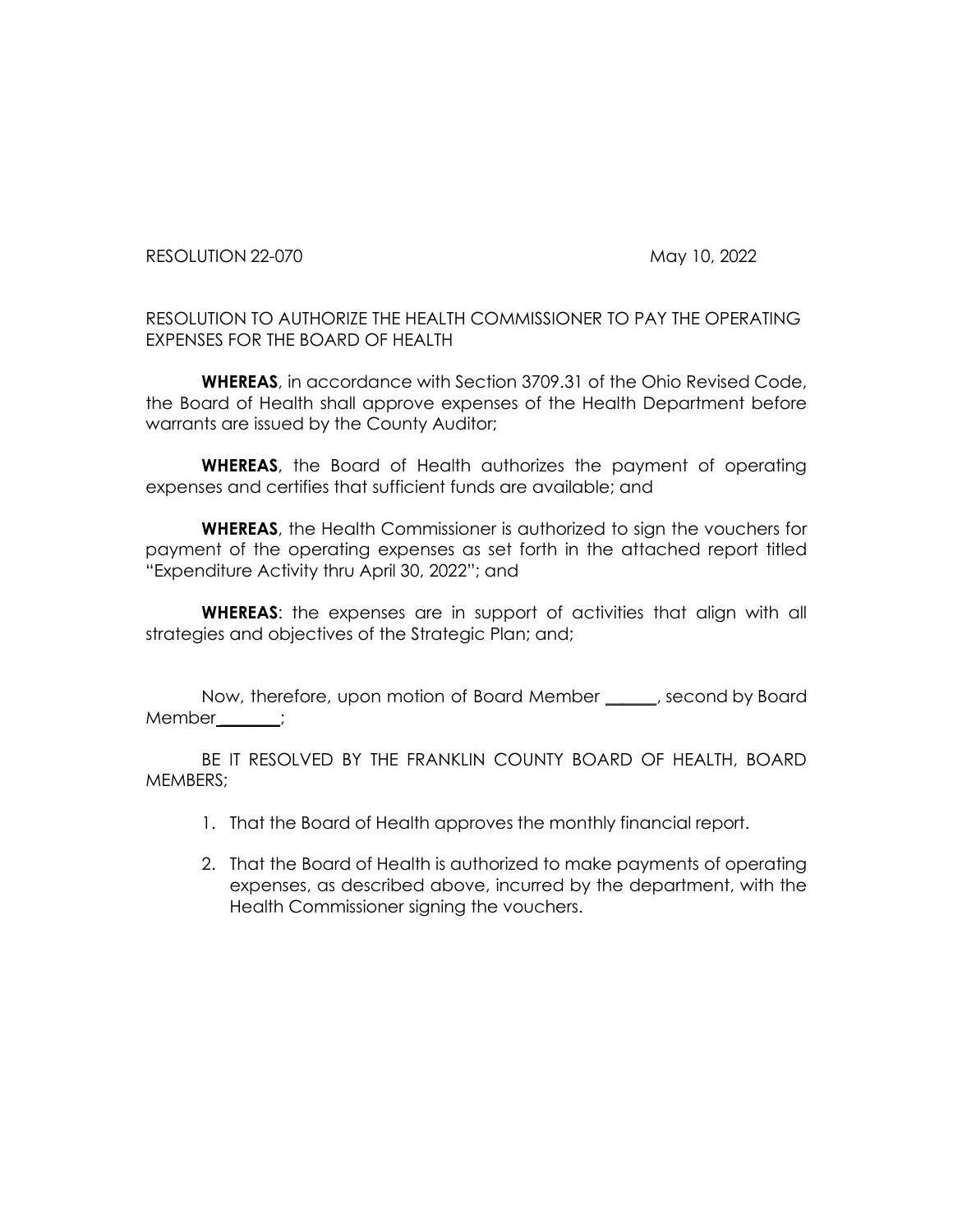RESOLUTION 22-070 May 10, 2022

RESOLUTION TO AUTHORIZE THE HEALTH COMMISSIONER TO PAY THE OPERATING EXPENSES FOR THE BOARD OF HEALTH

**WHEREAS**, in accordance with Section 3709.31 of the Ohio Revised Code, the Board of Health shall approve expenses of the Health Department before warrants are issued by the County Auditor;

**WHEREAS**, the Board of Health authorizes the payment of operating expenses and certifies that sufficient funds are available; and

**WHEREAS**, the Health Commissioner is authorized to sign the vouchers for payment of the operating expenses as set forth in the attached report titled "Expenditure Activity thru April 30, 2022"; and

**WHEREAS**: the expenses are in support of activities that align with all strategies and objectives of the Strategic Plan; and;

Now, therefore, upon motion of Board Member ______, second by Board Member________;

BE IT RESOLVED BY THE FRANKLIN COUNTY BOARD OF HEALTH, BOARD MEMBERS;

1. That the Board of Health approves the monthly financial report.
2. That the Board of Health is authorized to make payments of operating expenses, as described above, incurred by the department, with the Health Commissioner signing the vouchers.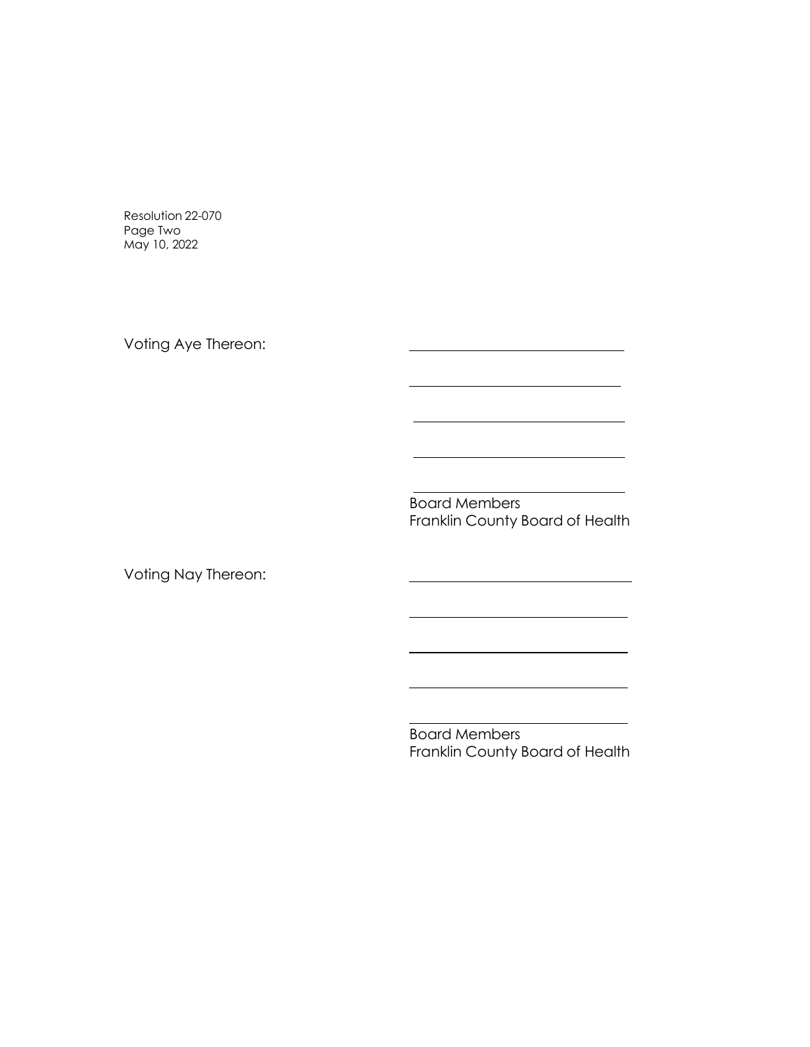Resolution 22-070
Page Two
May 10, 2022

Voting Aye Thereon: \_\_\_\_\_\_\_\_\_\_\_\_\_\_\_\_\_\_\_\_\_\_\_\_\_\_\_\_\_\_

\_\_\_\_\_\_\_\_\_\_\_\_\_\_\_\_\_\_\_\_\_\_\_\_\_\_\_\_\_\_

\_\_\_\_\_\_\_\_\_\_\_\_\_\_\_\_\_\_\_\_\_\_\_\_\_\_\_\_\_\_

\_\_\_\_\_\_\_\_\_\_\_\_\_\_\_\_\_\_\_\_\_\_\_\_\_\_\_\_\_\_

\_\_\_\_\_\_\_\_\_\_\_\_\_\_\_\_\_\_\_\_\_\_\_\_\_\_\_\_\_\_
Board Members
Franklin County Board of Health

Voting Nay Thereon: \_\_\_\_\_\_\_\_\_\_\_\_\_\_\_\_\_\_\_\_\_\_\_\_\_\_\_\_\_\_

\_\_\_\_\_\_\_\_\_\_\_\_\_\_\_\_\_\_\_\_\_\_\_\_\_\_\_\_\_\_

\_\_\_\_\_\_\_\_\_\_\_\_\_\_\_\_\_\_\_\_\_\_\_\_\_\_\_\_\_\_

\_\_\_\_\_\_\_\_\_\_\_\_\_\_\_\_\_\_\_\_\_\_\_\_\_\_\_\_\_\_

\_\_\_\_\_\_\_\_\_\_\_\_\_\_\_\_\_\_\_\_\_\_\_\_\_\_\_\_\_\_
Board Members
Franklin County Board of Health